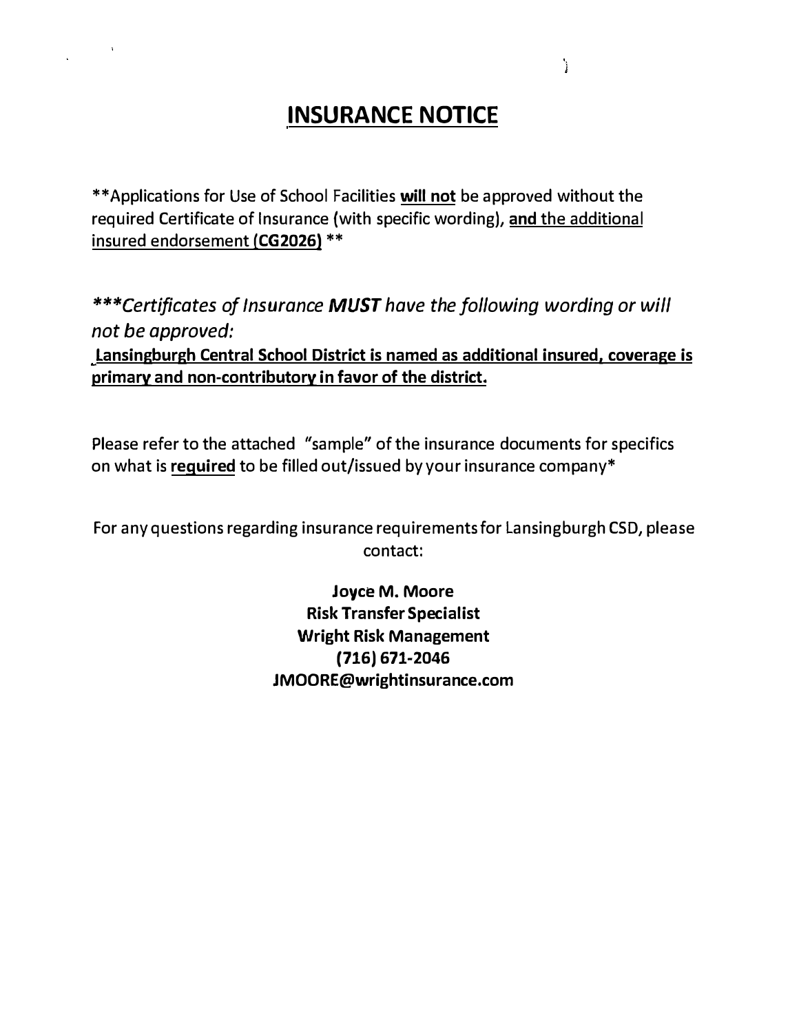# INSURANCE NOTICE

**Applications for Use of School Facilities **will not** be approved without the required Certificate of Insurance (with specific wording), **and** the additional insured endorsement **(CG2026)** **

****Certificates of Insurance **MUST** have the following wording or will not be approved:*

**Lansingburgh Central School District is named as additional insured, coverage is primary and non-contributory in favor of the district.**

Please refer to the attached "sample" of the insurance documents for specifics on what is **required** to be filled out/issued by your insurance company*

For any questions regarding insurance requirements for Lansingburgh CSD, please contact:

**Joyce M. Moore**
**Risk Transfer Specialist**
**Wright Risk Management**
**(716) 671-2046**
**JMOORE@wrightinsurance.com**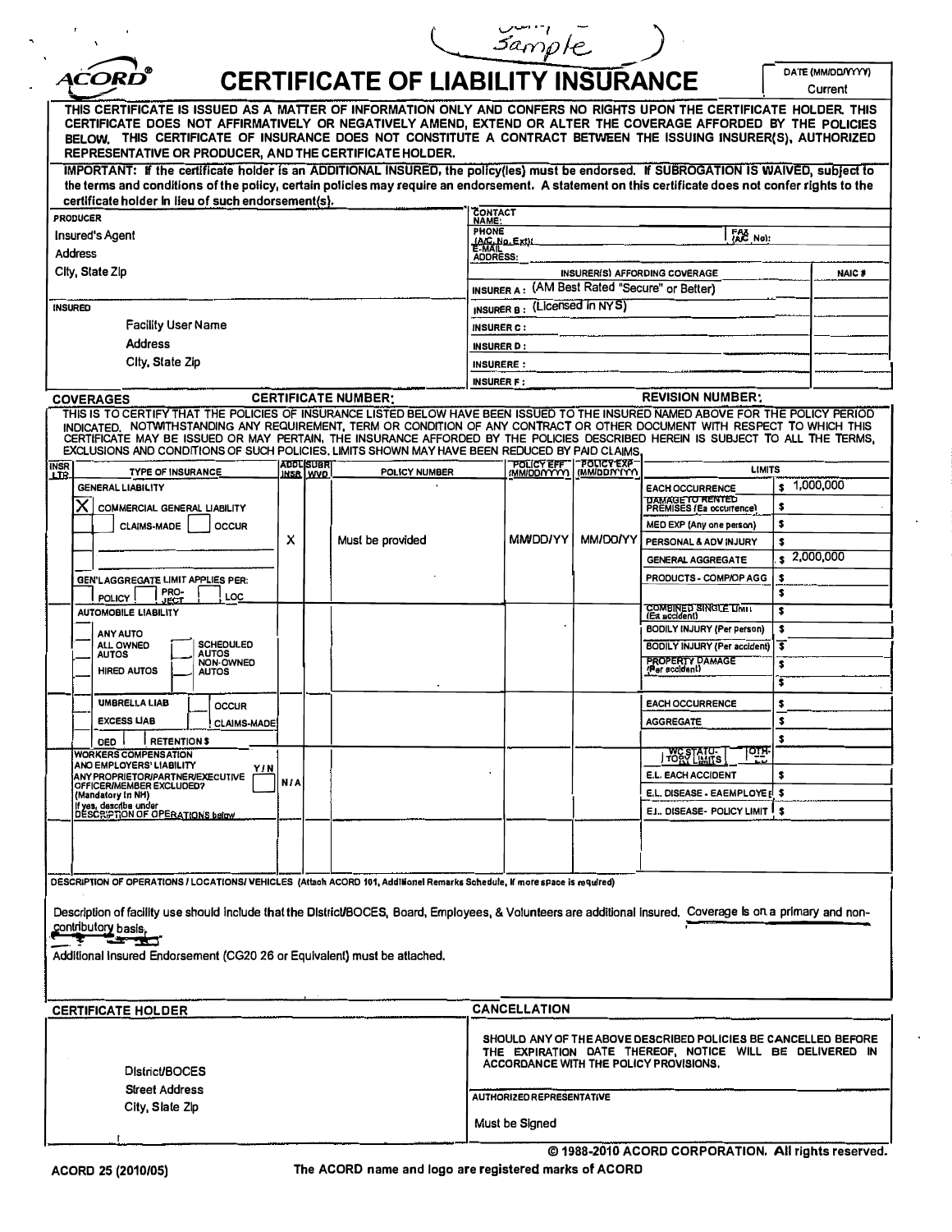(Sample)

# ACORD® CERTIFICATE OF LIABILITY INSURANCE

DATE (MM/DD/YYYY): Current

THIS CERTIFICATE IS ISSUED AS A MATTER OF INFORMATION ONLY AND CONFERS NO RIGHTS UPON THE CERTIFICATE HOLDER. THIS CERTIFICATE DOES NOT AFFIRMATIVELY OR NEGATIVELY AMEND, EXTEND OR ALTER THE COVERAGE AFFORDED BY THE POLICIES BELOW. THIS CERTIFICATE OF INSURANCE DOES NOT CONSTITUTE A CONTRACT BETWEEN THE ISSUING INSURER(S), AUTHORIZED REPRESENTATIVE OR PRODUCER, AND THE CERTIFICATE HOLDER.

**IMPORTANT: If the certificate holder is an ADDITIONAL INSURED, the policy(ies) must be endorsed. If SUBROGATION IS WAIVED, subject to the terms and conditions of the policy, certain policies may require an endorsement. A statement on this certificate does not confer rights to the certificate holder in lieu of such endorsement(s).**

| PRODUCER | CONTACT NAME: | | |
|---|---|---|---|
| Insured's Agent | PHONE (A/C, No, Ext): | FAX (A/C, No): | |
| Address | E-MAIL ADDRESS: | | |
| City, State Zip | INSURER(S) AFFORDING COVERAGE | | NAIC # |
| | INSURER A: (AM Best Rated "Secure" or Better) | | |
| INSURED | INSURER B: (Licensed in NYS) | | |
| Facility User Name | INSURER C: | | |
| Address | INSURER D: | | |
| City, State Zip | INSURER E: | | |
| | INSURER F: | | |

**COVERAGES** — CERTIFICATE NUMBER: — REVISION NUMBER:

THIS IS TO CERTIFY THAT THE POLICIES OF INSURANCE LISTED BELOW HAVE BEEN ISSUED TO THE INSURED NAMED ABOVE FOR THE POLICY PERIOD INDICATED. NOTWITHSTANDING ANY REQUIREMENT, TERM OR CONDITION OF ANY CONTRACT OR OTHER DOCUMENT WITH RESPECT TO WHICH THIS CERTIFICATE MAY BE ISSUED OR MAY PERTAIN, THE INSURANCE AFFORDED BY THE POLICIES DESCRIBED HEREIN IS SUBJECT TO ALL THE TERMS, EXCLUSIONS AND CONDITIONS OF SUCH POLICIES. LIMITS SHOWN MAY HAVE BEEN REDUCED BY PAID CLAIMS.

| INSR LTR | TYPE OF INSURANCE | ADDL INSR | SUBR WVD | POLICY NUMBER | POLICY EFF (MM/DD/YYYY) | POLICY EXP (MM/DD/YYYY) | LIMITS | |
|---|---|---|---|---|---|---|---|---|
| | GENERAL LIABILITY | | | | | | EACH OCCURRENCE | $ 1,000,000 |
| | [X] COMMERCIAL GENERAL LIABILITY | | | | | | DAMAGE TO RENTED PREMISES (Ea occurrence) | $ |
| | CLAIMS-MADE [ ] OCCUR | | | | | | MED EXP (Any one person) | $ |
| | | X | | Must be provided | MM/DD/YY | MM/DD/YY | PERSONAL & ADV INJURY | $ |
| | | | | | | | GENERAL AGGREGATE | $ 2,000,000 |
| | GEN'L AGGREGATE LIMIT APPLIES PER: | | | | | | PRODUCTS - COMP/OP AGG | $ |
| | POLICY [ ] PRO-JECT [ ] LOC | | | | | | | $ |
| | AUTOMOBILE LIABILITY | | | | | | COMBINED SINGLE LIMIT (Ea accident) | $ |
| | ANY AUTO | | | | | | BODILY INJURY (Per person) | $ |
| | ALL OWNED AUTOS / SCHEDULED AUTOS | | | | | | BODILY INJURY (Per accident) | $ |
| | HIRED AUTOS / NON-OWNED AUTOS | | | | | | PROPERTY DAMAGE (Per accident) | $ |
| | | | | | | | | $ |
| | UMBRELLA LIAB / OCCUR | | | | | | EACH OCCURRENCE | $ |
| | EXCESS LIAB / CLAIMS-MADE | | | | | | AGGREGATE | $ |
| | DED / RETENTION $ | | | | | | | $ |
| | WORKERS COMPENSATION AND EMPLOYERS' LIABILITY Y/N | | | | | | WC STATU-TORY LIMITS / OTH-ER | |
| | ANY PROPRIETOR/PARTNER/EXECUTIVE OFFICER/MEMBER EXCLUDED? (Mandatory in NH) | N/A | | | | | E.L. EACH ACCIDENT | $ |
| | If yes, describe under DESCRIPTION OF OPERATIONS below | | | | | | E.L. DISEASE - EA EMPLOYEE | $ |
| | | | | | | | E.L. DISEASE - POLICY LIMIT | $ |

**DESCRIPTION OF OPERATIONS / LOCATIONS / VEHICLES** (Attach ACORD 101, Additional Remarks Schedule, if more space is required)

Description of facility use should include that the District/BOCES, Board, Employees, & Volunteers are additional insured. Coverage is on a primary and non-contributory basis.

Additional Insured Endorsement (CG20 26 or Equivalent) must be attached.

| CERTIFICATE HOLDER | CANCELLATION |
|---|---|
| District/BOCES<br>Street Address<br>City, State Zip | SHOULD ANY OF THE ABOVE DESCRIBED POLICIES BE CANCELLED BEFORE THE EXPIRATION DATE THEREOF, NOTICE WILL BE DELIVERED IN ACCORDANCE WITH THE POLICY PROVISIONS.<br><br>AUTHORIZED REPRESENTATIVE<br>Must be Signed |

© 1988-2010 ACORD CORPORATION. All rights reserved.

ACORD 25 (2010/05) — The ACORD name and logo are registered marks of ACORD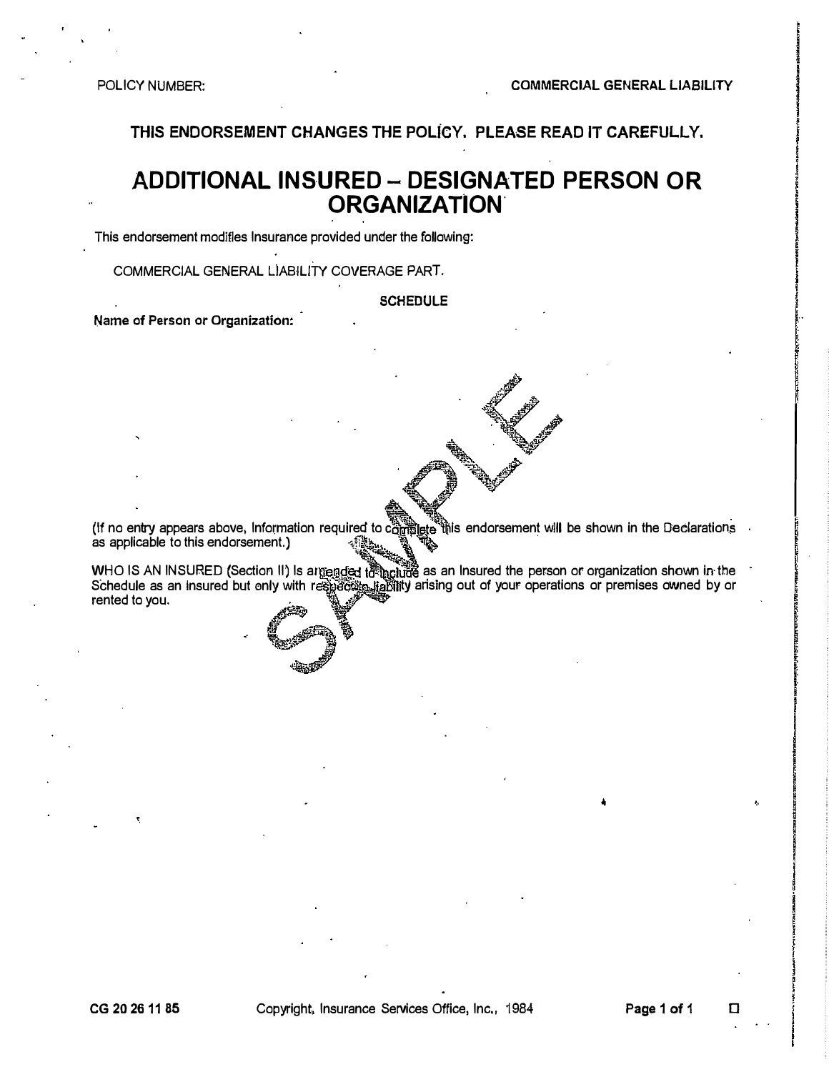POLICY NUMBER: COMMERCIAL GENERAL LIABILITY

**THIS ENDORSEMENT CHANGES THE POLICY. PLEASE READ IT CAREFULLY.**

# ADDITIONAL INSURED – DESIGNATED PERSON OR ORGANIZATION

This endorsement modifies Insurance provided under the following:

COMMERCIAL GENERAL LIABILITY COVERAGE PART.

**SCHEDULE**

**Name of Person or Organization:**

(If no entry appears above, Information required to complete this endorsement will be shown in the Declarations as applicable to this endorsement.)

WHO IS AN INSURED (Section II) is amended to include as an Insured the person or organization shown in the Schedule as an insured but only with respect to liability arising out of your operations or premises owned by or rented to you.

CG 20 26 11 85 Copyright, Insurance Services Office, Inc., 1984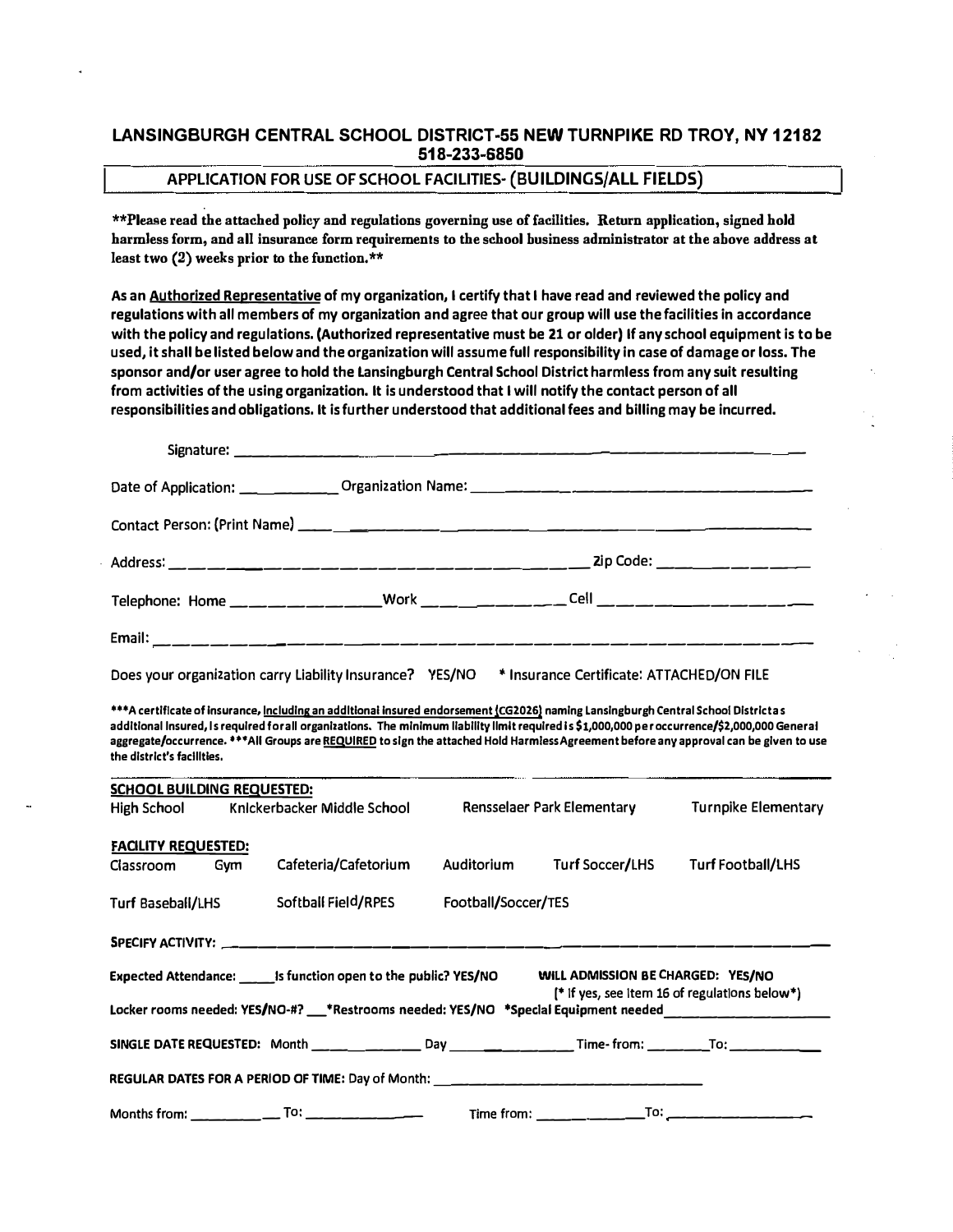## LANSINGBURGH CENTRAL SCHOOL DISTRICT-55 NEW TURNPIKE RD TROY, NY 12182
## 518-233-6850

### APPLICATION FOR USE OF SCHOOL FACILITIES- (BUILDINGS/ALL FIELDS)

**\*\*Please read the attached policy and regulations governing use of facilities. Return application, signed hold harmless form, and all insurance form requirements to the school business administrator at the above address at least two (2) weeks prior to the function.\*\***

**As an Authorized Representative of my organization, I certify that I have read and reviewed the policy and regulations with all members of my organization and agree that our group will use the facilities in accordance with the policy and regulations. (Authorized representative must be 21 or older) If any school equipment is to be used, it shall be listed below and the organization will assume full responsibility in case of damage or loss. The sponsor and/or user agree to hold the Lansingburgh Central School District harmless from any suit resulting from activities of the using organization. It is understood that I will notify the contact person of all responsibilities and obligations. It is further understood that additional fees and billing may be incurred.**

Signature: ______________________________________________

Date of Application: ____________ Organization Name: ______________________________

Contact Person: (Print Name) ______________________________________________

Address: ______________________________________________ Zip Code: ________________

Telephone: Home ________________ Work ________________ Cell ____________________

Email: ______________________________________________

Does your organization carry Liability Insurance? YES/NO * Insurance Certificate: ATTACHED/ON FILE

**\*\*\*A certificate of insurance, including an additional insured endorsement (CG2026) naming Lansingburgh Central School District as additional insured, is required for all organizations. The minimum liability limit required is $1,000,000 per occurrence/$2,000,000 General aggregate/occurrence. \*\*\*All Groups are REQUIRED to sign the attached Hold Harmless Agreement before any approval can be given to use the district's facilities.**

**SCHOOL BUILDING REQUESTED:**

High School | Knickerbacker Middle School | Rensselaer Park Elementary | Turnpike Elementary

**FACILITY REQUESTED:**

Classroom | Gym | Cafeteria/Cafetorium | Auditorium | Turf Soccer/LHS | Turf Football/LHS

Turf Baseball/LHS | Softball Field/RPES | Football/Soccer/TES

**SPECIFY ACTIVITY:** ______________________________________________

**Expected Attendance: _____ Is function open to the public? YES/NO WILL ADMISSION BE CHARGED: YES/NO**
(* If yes, see Item 16 of regulations below*)

**Locker rooms needed: YES/NO-#? ___ \*Restrooms needed: YES/NO \*Special Equipment needed ____________________**

**SINGLE DATE REQUESTED:** Month ______________ Day ______________ Time- from: ________ To: ____________

**REGULAR DATES FOR A PERIOD OF TIME:** Day of Month: ________________________________

Months from: ____________ To: ______________ Time from: ______________ To: ________________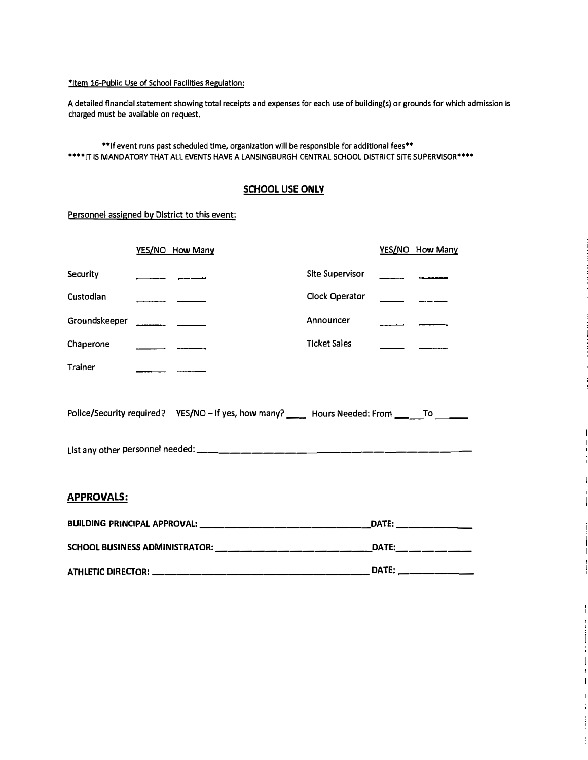*Item 16-Public Use of School Facilities Regulation:

A detailed financial statement showing total receipts and expenses for each use of building(s) or grounds for which admission is charged must be available on request.

**If event runs past scheduled time, organization will be responsible for additional fees**

****IT IS MANDATORY THAT ALL EVENTS HAVE A LANSINGBURGH CENTRAL SCHOOL DISTRICT SITE SUPERVISOR****

## SCHOOL USE ONLY

Personnel assigned by District to this event:

| | YES/NO | How Many | | YES/NO | How Many |
|---|---|---|---|---|---|
| Security | ______ | ______ | Site Supervisor | ______ | ______ |
| Custodian | ______ | ______ | Clock Operator | ______ | ______ |
| Groundskeeper | ______ | ______ | Announcer | ______ | ______ |
| Chaperone | ______ | ______ | Ticket Sales | ______ | ______ |
| Trainer | ______ | ______ | | | |

Police/Security required? YES/NO – If yes, how many? ____ Hours Needed: From ______ To ______

List any other personnel needed: ______________________________________________

## APPROVALS:

**BUILDING PRINCIPAL APPROVAL:** ______________________________ **DATE:** ______________

**SCHOOL BUSINESS ADMINISTRATOR:** ____________________________ **DATE:** ______________

**ATHLETIC DIRECTOR:** _______________________________________ **DATE:** ______________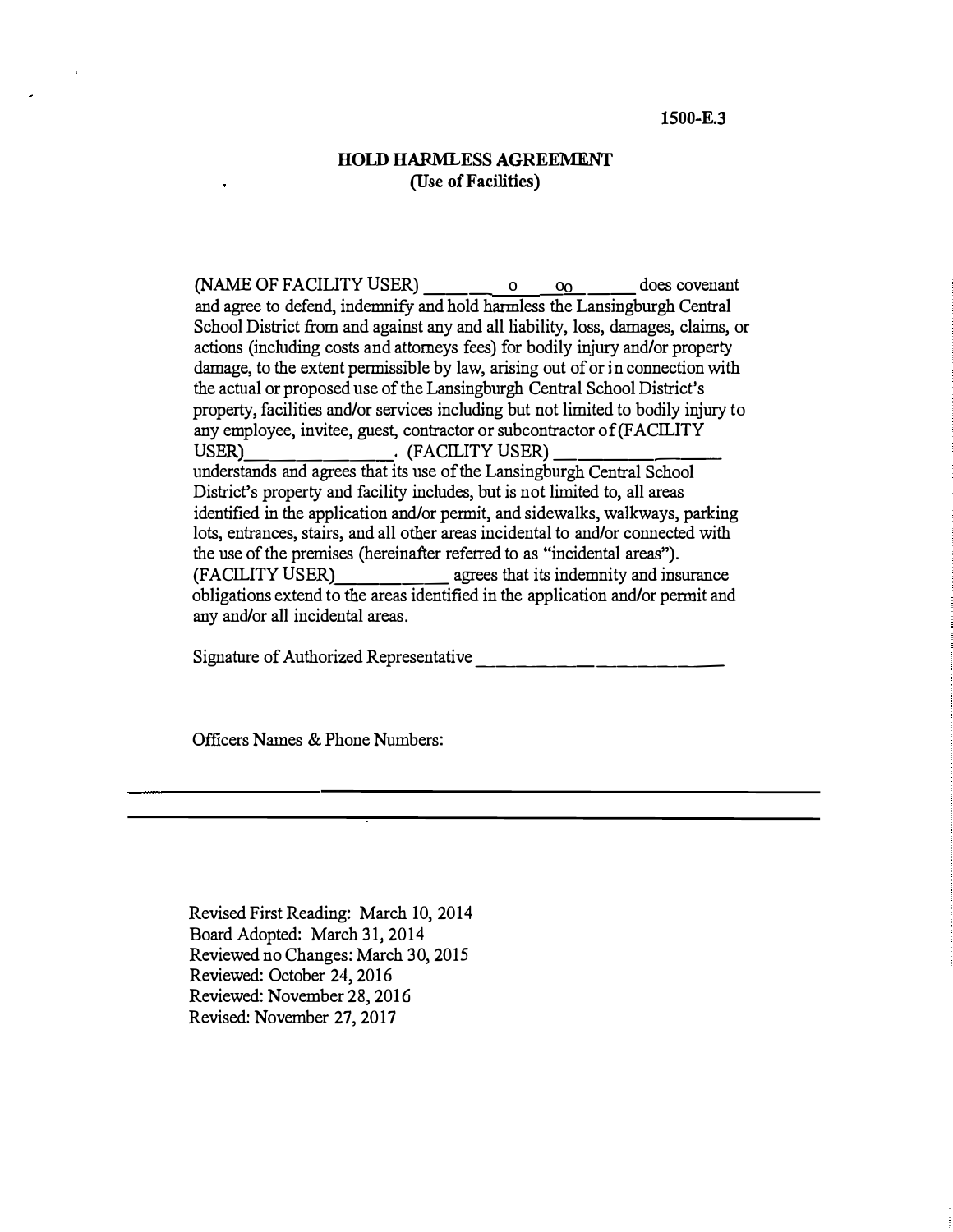**1500-E.3**

## HOLD HARMLESS AGREEMENT
### (Use of Facilities)

(NAME OF FACILITY USER) _______o___oo______ does covenant and agree to defend, indemnify and hold harmless the Lansingburgh Central School District from and against any and all liability, loss, damages, claims, or actions (including costs and attorneys fees) for bodily injury and/or property damage, to the extent permissible by law, arising out of or in connection with the actual or proposed use of the Lansingburgh Central School District's property, facilities and/or services including but not limited to bodily injury to any employee, invitee, guest, contractor or subcontractor of (FACILITY USER)_______________. (FACILITY USER)_________________ understands and agrees that its use of the Lansingburgh Central School District's property and facility includes, but is not limited to, all areas identified in the application and/or permit, and sidewalks, walkways, parking lots, entrances, stairs, and all other areas incidental to and/or connected with the use of the premises (hereinafter referred to as "incidental areas"). (FACILITY USER)____________ agrees that its indemnity and insurance obligations extend to the areas identified in the application and/or permit and any and/or all incidental areas.

Signature of Authorized Representative ___________________________

Officers Names & Phone Numbers:

_______________________________________________________________

_______________________________________________________________

Revised First Reading: March 10, 2014
Board Adopted: March 31, 2014
Reviewed no Changes: March 30, 2015
Reviewed: October 24, 2016
Reviewed: November 28, 2016
Revised: November 27, 2017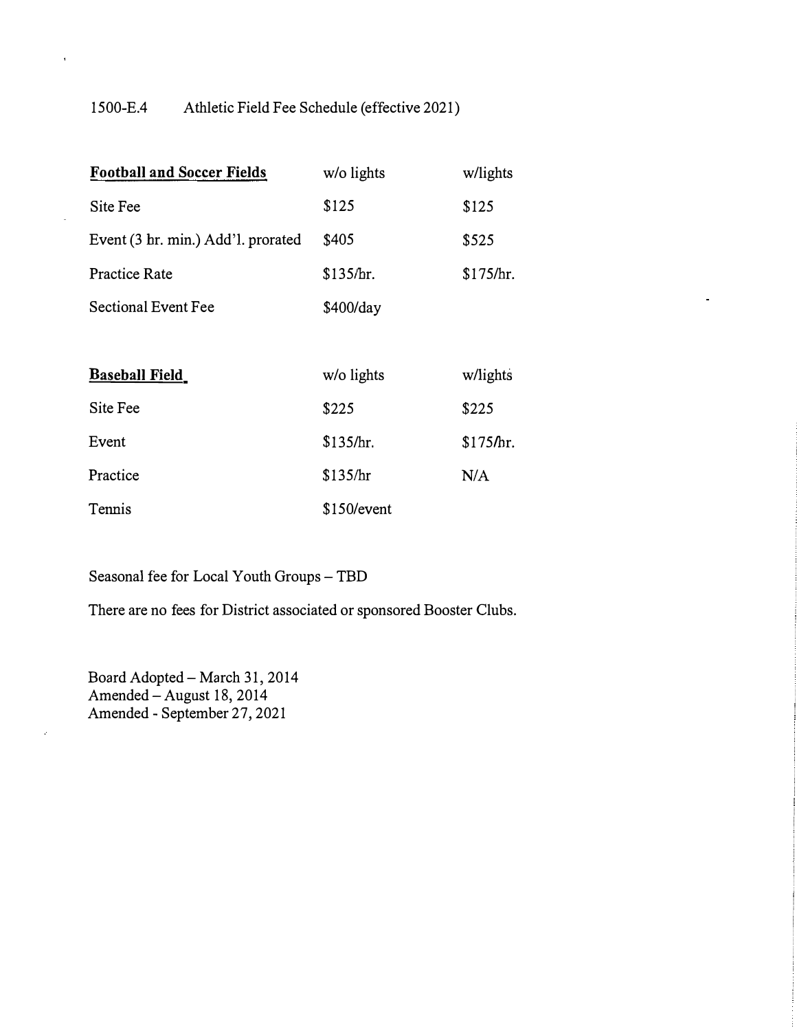## 1500-E.4 Athletic Field Fee Schedule (effective 2021)

| **Football and Soccer Fields** | w/o lights | w/lights |
|---|---|---|
| Site Fee | $125 | $125 |
| Event (3 hr. min.) Add'l. prorated | $405 | $525 |
| Practice Rate | $135/hr. | $175/hr. |
| Sectional Event Fee | $400/day | |

| **Baseball Field** | w/o lights | w/lights |
|---|---|---|
| Site Fee | $225 | $225 |
| Event | $135/hr. | $175/hr. |
| Practice | $135/hr | N/A |
| Tennis | $150/event | |

Seasonal fee for Local Youth Groups – TBD

There are no fees for District associated or sponsored Booster Clubs.

Board Adopted – March 31, 2014
Amended – August 18, 2014
Amended - September 27, 2021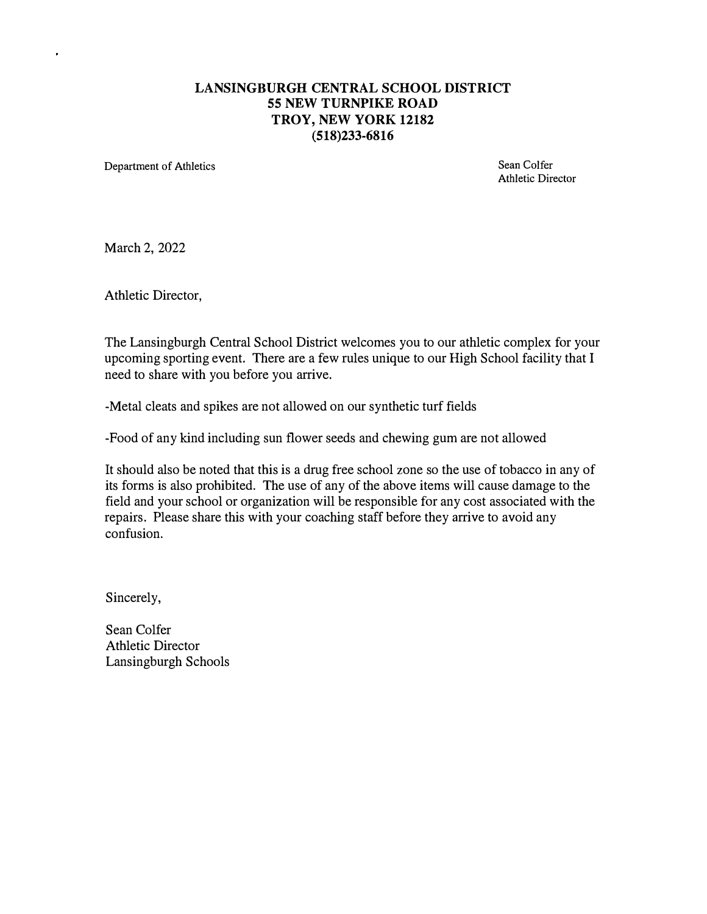**LANSINGBURGH CENTRAL SCHOOL DISTRICT**
**55 NEW TURNPIKE ROAD**
**TROY, NEW YORK 12182**
**(518)233-6816**

Department of Athletics

Sean Colfer
Athletic Director

March 2, 2022

Athletic Director,

The Lansingburgh Central School District welcomes you to our athletic complex for your upcoming sporting event. There are a few rules unique to our High School facility that I need to share with you before you arrive.

-Metal cleats and spikes are not allowed on our synthetic turf fields

-Food of any kind including sun flower seeds and chewing gum are not allowed

It should also be noted that this is a drug free school zone so the use of tobacco in any of its forms is also prohibited. The use of any of the above items will cause damage to the field and your school or organization will be responsible for any cost associated with the repairs. Please share this with your coaching staff before they arrive to avoid any confusion.

Sincerely,

Sean Colfer
Athletic Director
Lansingburgh Schools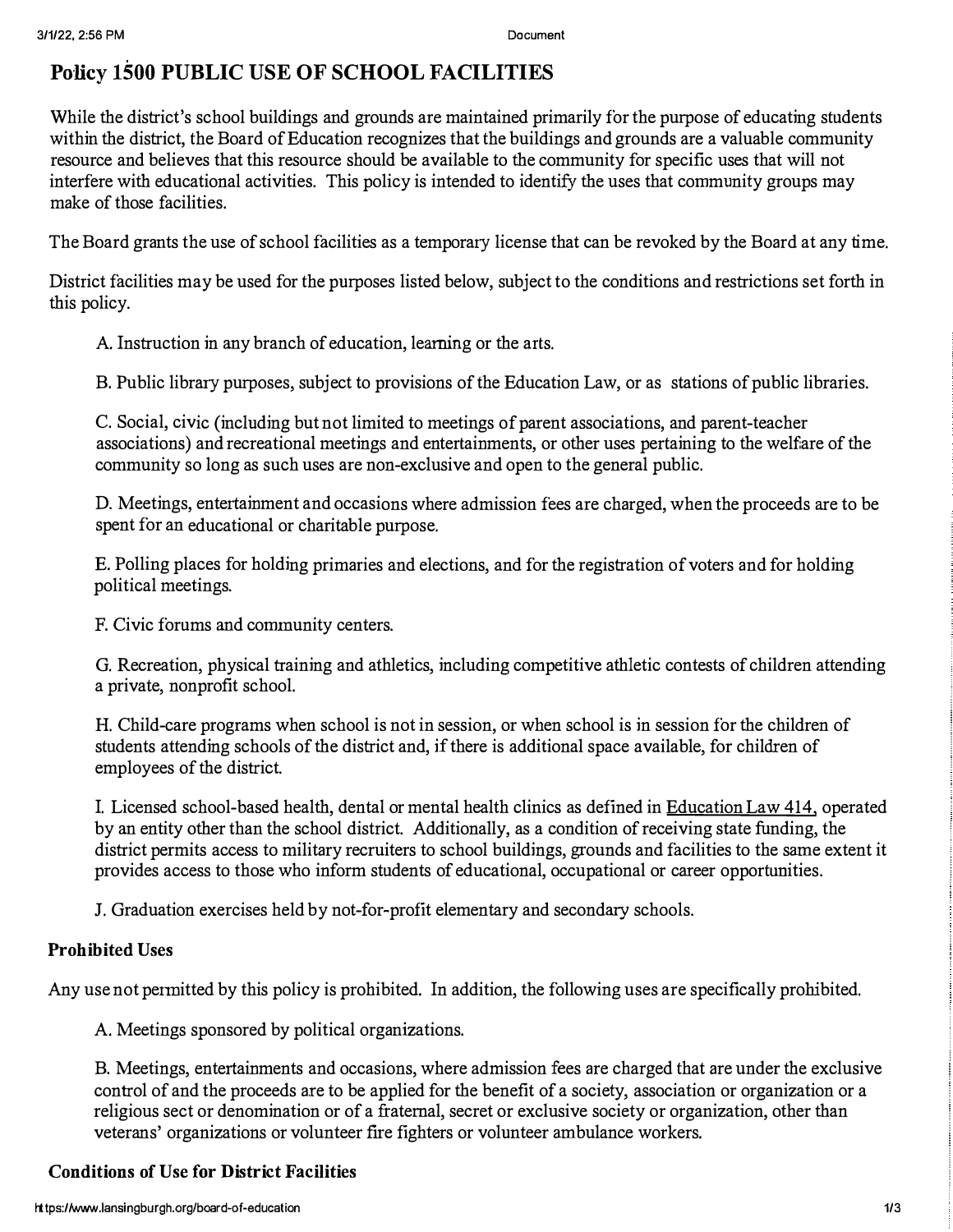# Policy 1500 PUBLIC USE OF SCHOOL FACILITIES

While the district's school buildings and grounds are maintained primarily for the purpose of educating students within the district, the Board of Education recognizes that the buildings and grounds are a valuable community resource and believes that this resource should be available to the community for specific uses that will not interfere with educational activities. This policy is intended to identify the uses that community groups may make of those facilities.

The Board grants the use of school facilities as a temporary license that can be revoked by the Board at any time.

District facilities may be used for the purposes listed below, subject to the conditions and restrictions set forth in this policy.

A. Instruction in any branch of education, learning or the arts.

B. Public library purposes, subject to provisions of the Education Law, or as stations of public libraries.

C. Social, civic (including but not limited to meetings of parent associations, and parent-teacher associations) and recreational meetings and entertainments, or other uses pertaining to the welfare of the community so long as such uses are non-exclusive and open to the general public.

D. Meetings, entertainment and occasions where admission fees are charged, when the proceeds are to be spent for an educational or charitable purpose.

E. Polling places for holding primaries and elections, and for the registration of voters and for holding political meetings.

F. Civic forums and community centers.

G. Recreation, physical training and athletics, including competitive athletic contests of children attending a private, nonprofit school.

H. Child-care programs when school is not in session, or when school is in session for the children of students attending schools of the district and, if there is additional space available, for children of employees of the district.

I. Licensed school-based health, dental or mental health clinics as defined in Education Law 414, operated by an entity other than the school district. Additionally, as a condition of receiving state funding, the district permits access to military recruiters to school buildings, grounds and facilities to the same extent it provides access to those who inform students of educational, occupational or career opportunities.

J. Graduation exercises held by not-for-profit elementary and secondary schools.

### Prohibited Uses

Any use not permitted by this policy is prohibited. In addition, the following uses are specifically prohibited.

A. Meetings sponsored by political organizations.

B. Meetings, entertainments and occasions, where admission fees are charged that are under the exclusive control of and the proceeds are to be applied for the benefit of a society, association or organization or a religious sect or denomination or of a fraternal, secret or exclusive society or organization, other than veterans' organizations or volunteer fire fighters or volunteer ambulance workers.

### Conditions of Use for District Facilities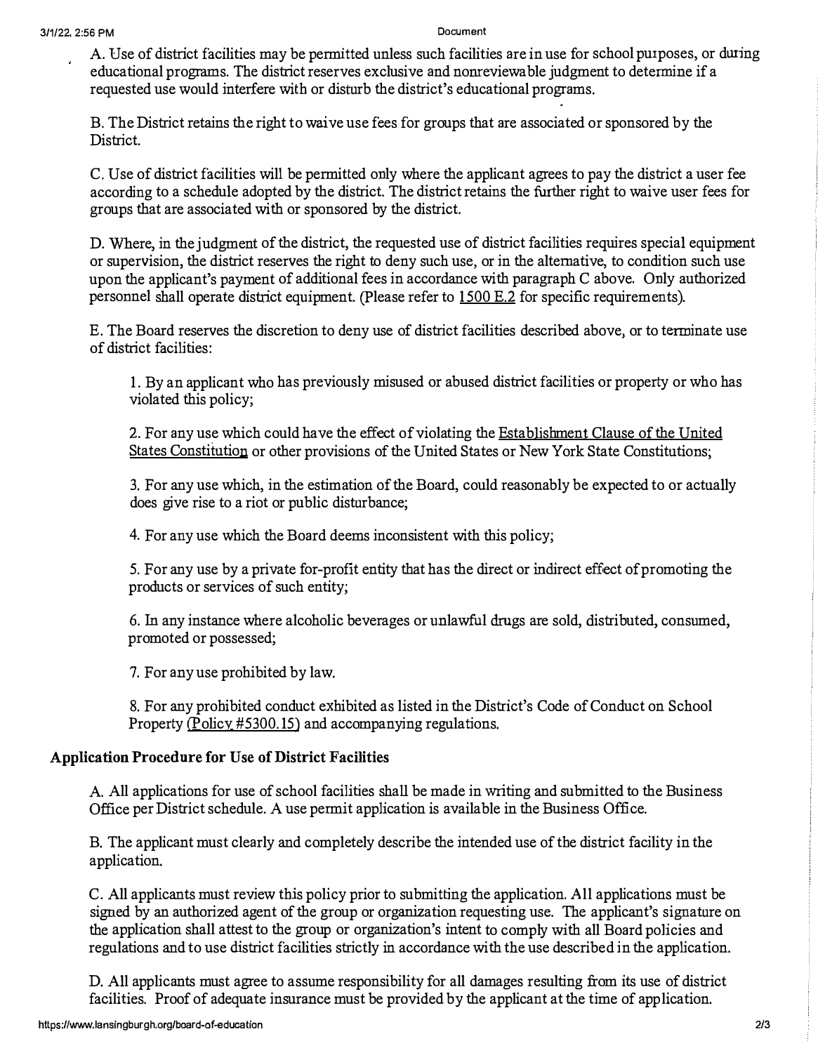A. Use of district facilities may be permitted unless such facilities are in use for school purposes, or during educational programs. The district reserves exclusive and nonreviewable judgment to determine if a requested use would interfere with or disturb the district's educational programs.

B. The District retains the right to waive use fees for groups that are associated or sponsored by the District.

C. Use of district facilities will be permitted only where the applicant agrees to pay the district a user fee according to a schedule adopted by the district. The district retains the further right to waive user fees for groups that are associated with or sponsored by the district.

D. Where, in the judgment of the district, the requested use of district facilities requires special equipment or supervision, the district reserves the right to deny such use, or in the alternative, to condition such use upon the applicant's payment of additional fees in accordance with paragraph C above. Only authorized personnel shall operate district equipment. (Please refer to 1500 E.2 for specific requirements).

E. The Board reserves the discretion to deny use of district facilities described above, or to terminate use of district facilities:

1. By an applicant who has previously misused or abused district facilities or property or who has violated this policy;

2. For any use which could have the effect of violating the Establishment Clause of the United States Constitution or other provisions of the United States or New York State Constitutions;

3. For any use which, in the estimation of the Board, could reasonably be expected to or actually does give rise to a riot or public disturbance;

4. For any use which the Board deems inconsistent with this policy;

5. For any use by a private for-profit entity that has the direct or indirect effect of promoting the products or services of such entity;

6. In any instance where alcoholic beverages or unlawful drugs are sold, distributed, consumed, promoted or possessed;

7. For any use prohibited by law.

8. For any prohibited conduct exhibited as listed in the District's Code of Conduct on School Property (Policy #5300.15) and accompanying regulations.

## Application Procedure for Use of District Facilities

A. All applications for use of school facilities shall be made in writing and submitted to the Business Office per District schedule. A use permit application is available in the Business Office.

B. The applicant must clearly and completely describe the intended use of the district facility in the application.

C. All applicants must review this policy prior to submitting the application. All applications must be signed by an authorized agent of the group or organization requesting use. The applicant's signature on the application shall attest to the group or organization's intent to comply with all Board policies and regulations and to use district facilities strictly in accordance with the use described in the application.

D. All applicants must agree to assume responsibility for all damages resulting from its use of district facilities. Proof of adequate insurance must be provided by the applicant at the time of application.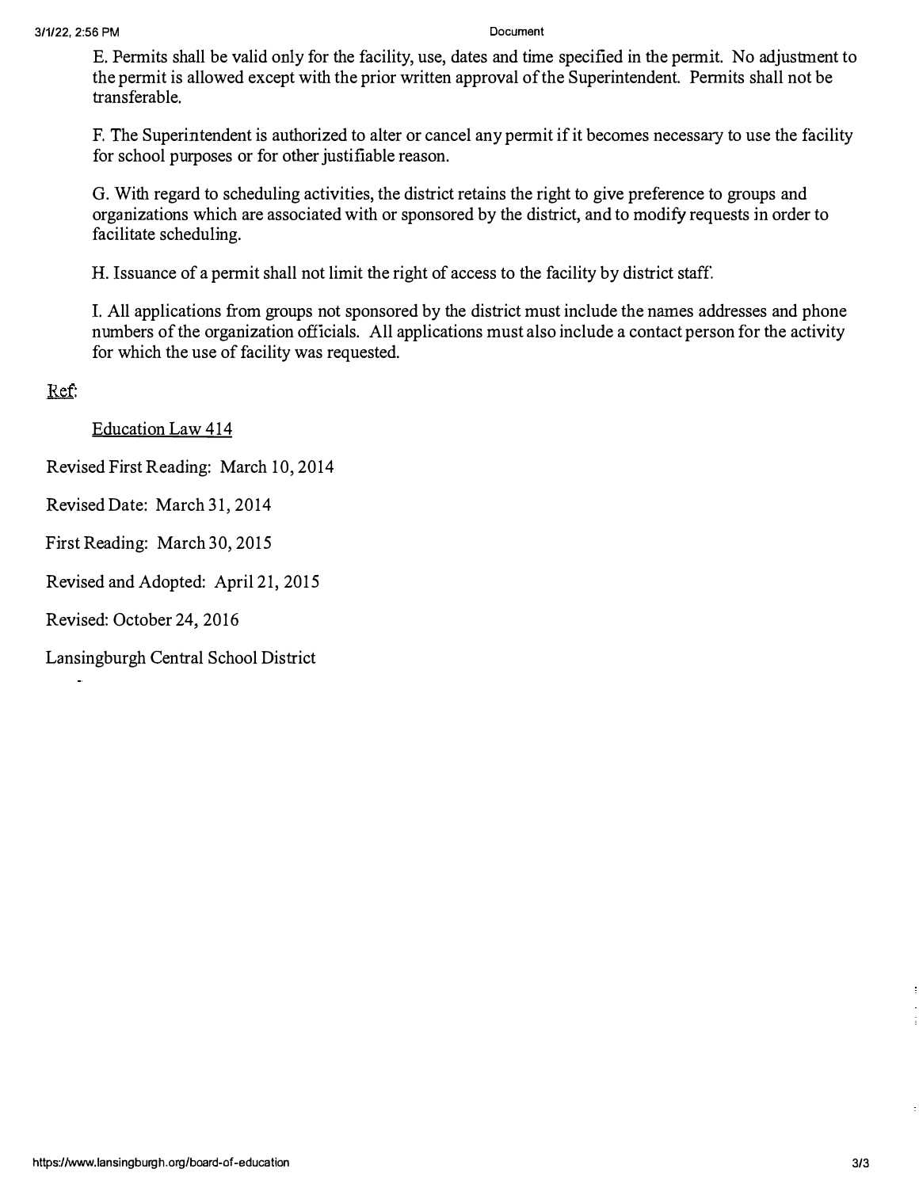E. Permits shall be valid only for the facility, use, dates and time specified in the permit. No adjustment to the permit is allowed except with the prior written approval of the Superintendent. Permits shall not be transferable.

F. The Superintendent is authorized to alter or cancel any permit if it becomes necessary to use the facility for school purposes or for other justifiable reason.

G. With regard to scheduling activities, the district retains the right to give preference to groups and organizations which are associated with or sponsored by the district, and to modify requests in order to facilitate scheduling.

H. Issuance of a permit shall not limit the right of access to the facility by district staff.

I. All applications from groups not sponsored by the district must include the names addresses and phone numbers of the organization officials. All applications must also include a contact person for the activity for which the use of facility was requested.

Ref:

Education Law 414

Revised First Reading: March 10, 2014

Revised Date: March 31, 2014

First Reading: March 30, 2015

Revised and Adopted: April 21, 2015

Revised: October 24, 2016

Lansingburgh Central School District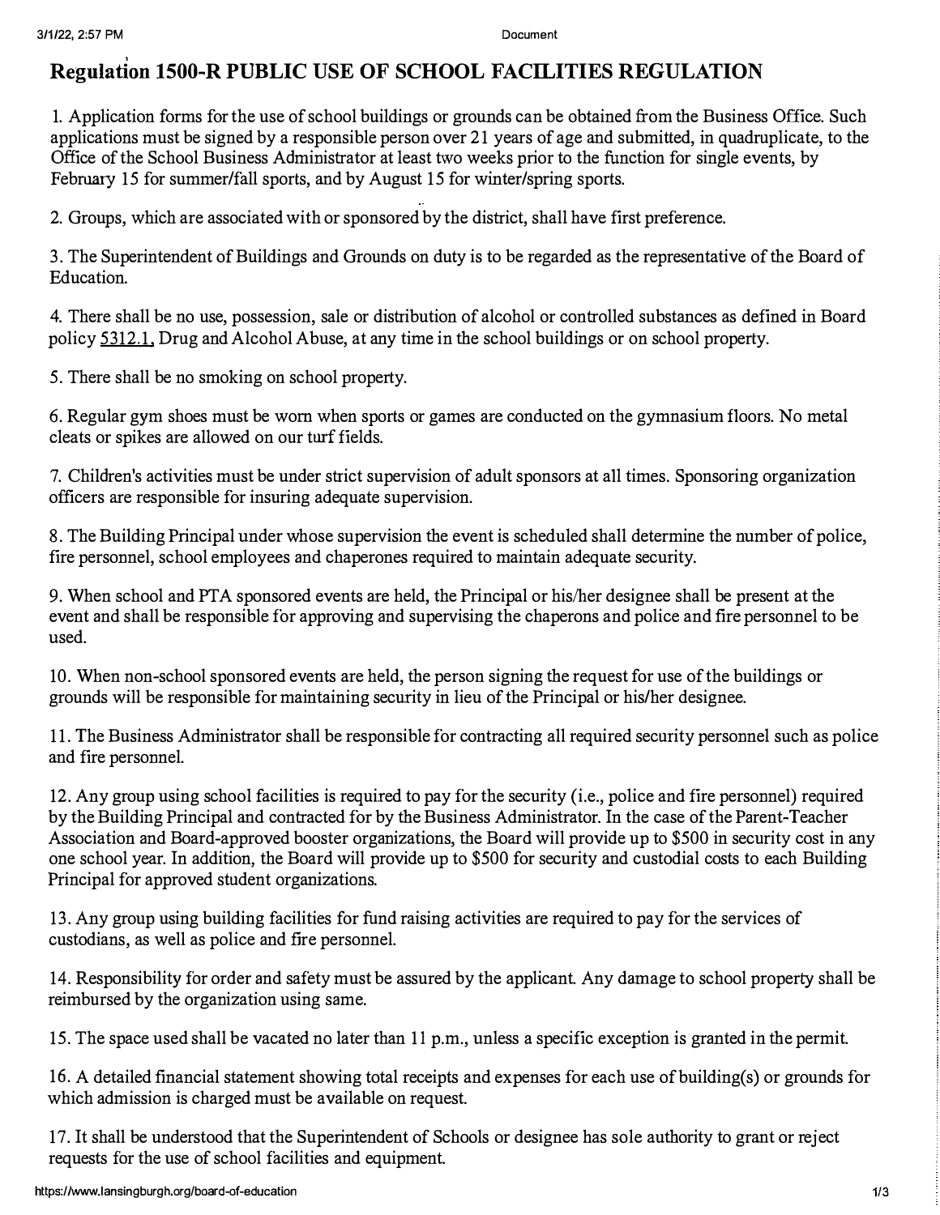# Regulation 1500-R PUBLIC USE OF SCHOOL FACILITIES REGULATION

1. Application forms for the use of school buildings or grounds can be obtained from the Business Office. Such applications must be signed by a responsible person over 21 years of age and submitted, in quadruplicate, to the Office of the School Business Administrator at least two weeks prior to the function for single events, by February 15 for summer/fall sports, and by August 15 for winter/spring sports.

2. Groups, which are associated with or sponsored by the district, shall have first preference.

3. The Superintendent of Buildings and Grounds on duty is to be regarded as the representative of the Board of Education.

4. There shall be no use, possession, sale or distribution of alcohol or controlled substances as defined in Board policy 5312.1, Drug and Alcohol Abuse, at any time in the school buildings or on school property.

5. There shall be no smoking on school property.

6. Regular gym shoes must be worn when sports or games are conducted on the gymnasium floors. No metal cleats or spikes are allowed on our turf fields.

7. Children's activities must be under strict supervision of adult sponsors at all times. Sponsoring organization officers are responsible for insuring adequate supervision.

8. The Building Principal under whose supervision the event is scheduled shall determine the number of police, fire personnel, school employees and chaperones required to maintain adequate security.

9. When school and PTA sponsored events are held, the Principal or his/her designee shall be present at the event and shall be responsible for approving and supervising the chaperons and police and fire personnel to be used.

10. When non-school sponsored events are held, the person signing the request for use of the buildings or grounds will be responsible for maintaining security in lieu of the Principal or his/her designee.

11. The Business Administrator shall be responsible for contracting all required security personnel such as police and fire personnel.

12. Any group using school facilities is required to pay for the security (i.e., police and fire personnel) required by the Building Principal and contracted for by the Business Administrator. In the case of the Parent-Teacher Association and Board-approved booster organizations, the Board will provide up to $500 in security cost in any one school year. In addition, the Board will provide up to $500 for security and custodial costs to each Building Principal for approved student organizations.

13. Any group using building facilities for fund raising activities are required to pay for the services of custodians, as well as police and fire personnel.

14. Responsibility for order and safety must be assured by the applicant. Any damage to school property shall be reimbursed by the organization using same.

15. The space used shall be vacated no later than 11 p.m., unless a specific exception is granted in the permit.

16. A detailed financial statement showing total receipts and expenses for each use of building(s) or grounds for which admission is charged must be available on request.

17. It shall be understood that the Superintendent of Schools or designee has sole authority to grant or reject requests for the use of school facilities and equipment.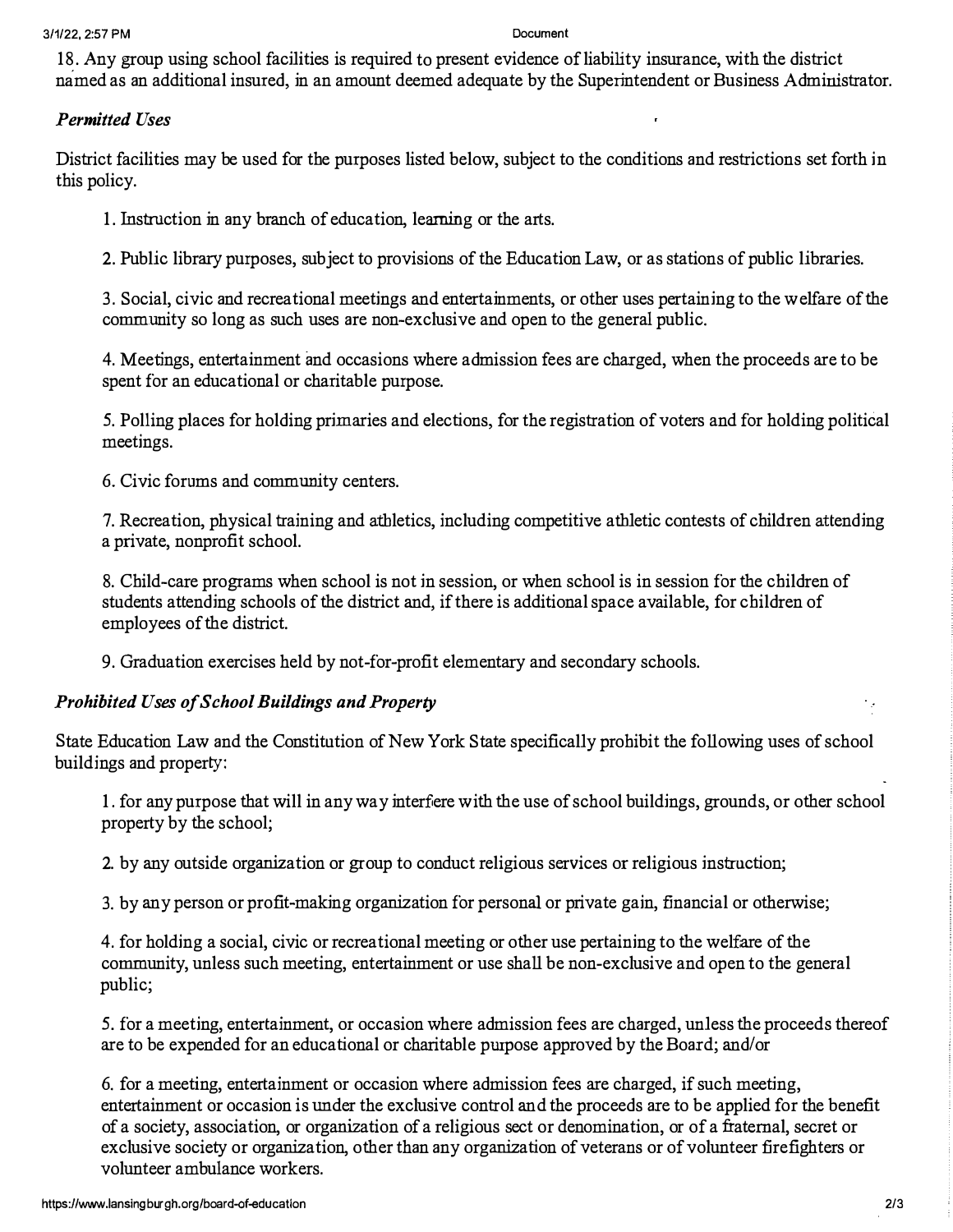18. Any group using school facilities is required to present evidence of liability insurance, with the district named as an additional insured, in an amount deemed adequate by the Superintendent or Business Administrator.

### *Permitted Uses*

District facilities may be used for the purposes listed below, subject to the conditions and restrictions set forth in this policy.

1. Instruction in any branch of education, learning or the arts.

2. Public library purposes, subject to provisions of the Education Law, or as stations of public libraries.

3. Social, civic and recreational meetings and entertainments, or other uses pertaining to the welfare of the community so long as such uses are non-exclusive and open to the general public.

4. Meetings, entertainment and occasions where admission fees are charged, when the proceeds are to be spent for an educational or charitable purpose.

5. Polling places for holding primaries and elections, for the registration of voters and for holding political meetings.

6. Civic forums and community centers.

7. Recreation, physical training and athletics, including competitive athletic contests of children attending a private, nonprofit school.

8. Child-care programs when school is not in session, or when school is in session for the children of students attending schools of the district and, if there is additional space available, for children of employees of the district.

9. Graduation exercises held by not-for-profit elementary and secondary schools.

### *Prohibited Uses of School Buildings and Property*

State Education Law and the Constitution of New York State specifically prohibit the following uses of school buildings and property:

1. for any purpose that will in any way interfere with the use of school buildings, grounds, or other school property by the school;

2. by any outside organization or group to conduct religious services or religious instruction;

3. by any person or profit-making organization for personal or private gain, financial or otherwise;

4. for holding a social, civic or recreational meeting or other use pertaining to the welfare of the community, unless such meeting, entertainment or use shall be non-exclusive and open to the general public;

5. for a meeting, entertainment, or occasion where admission fees are charged, unless the proceeds thereof are to be expended for an educational or charitable purpose approved by the Board; and/or

6. for a meeting, entertainment or occasion where admission fees are charged, if such meeting, entertainment or occasion is under the exclusive control and the proceeds are to be applied for the benefit of a society, association, or organization of a religious sect or denomination, or of a fraternal, secret or exclusive society or organization, other than any organization of veterans or of volunteer firefighters or volunteer ambulance workers.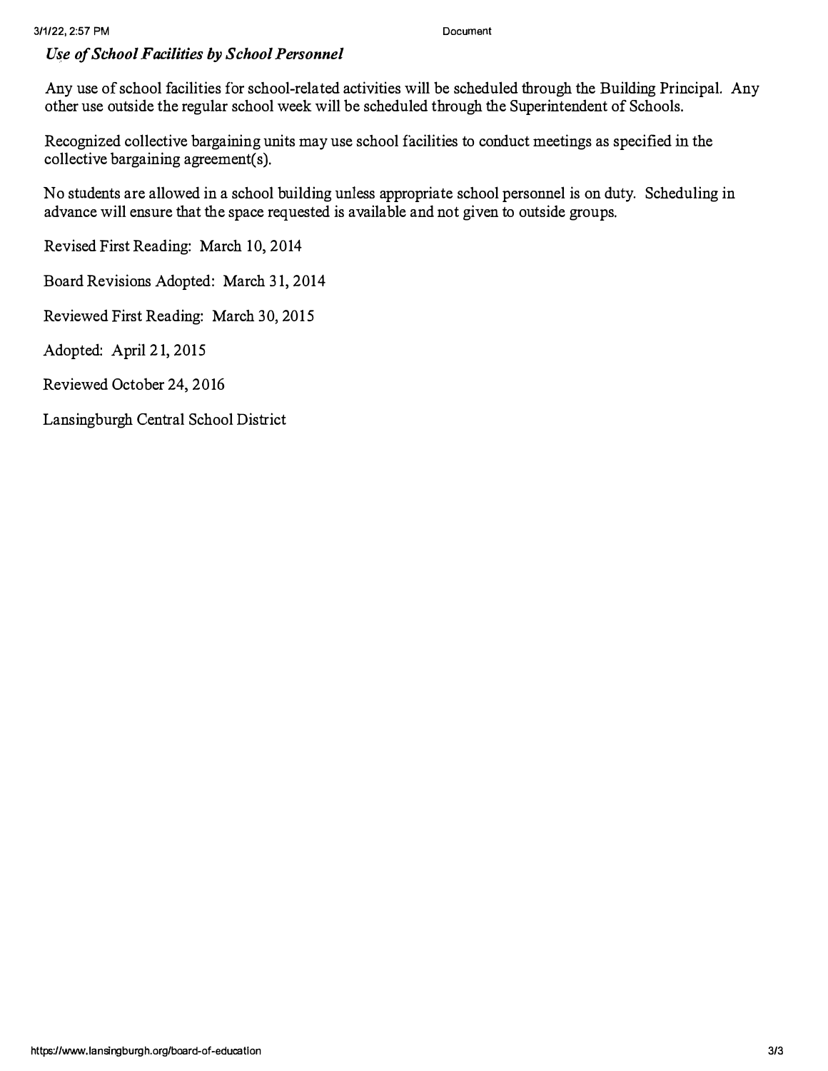*Use of School Facilities by School Personnel*

Any use of school facilities for school-related activities will be scheduled through the Building Principal. Any other use outside the regular school week will be scheduled through the Superintendent of Schools.

Recognized collective bargaining units may use school facilities to conduct meetings as specified in the collective bargaining agreement(s).

No students are allowed in a school building unless appropriate school personnel is on duty. Scheduling in advance will ensure that the space requested is available and not given to outside groups.

Revised First Reading: March 10, 2014

Board Revisions Adopted: March 31, 2014

Reviewed First Reading: March 30, 2015

Adopted: April 21, 2015

Reviewed October 24, 2016

Lansingburgh Central School District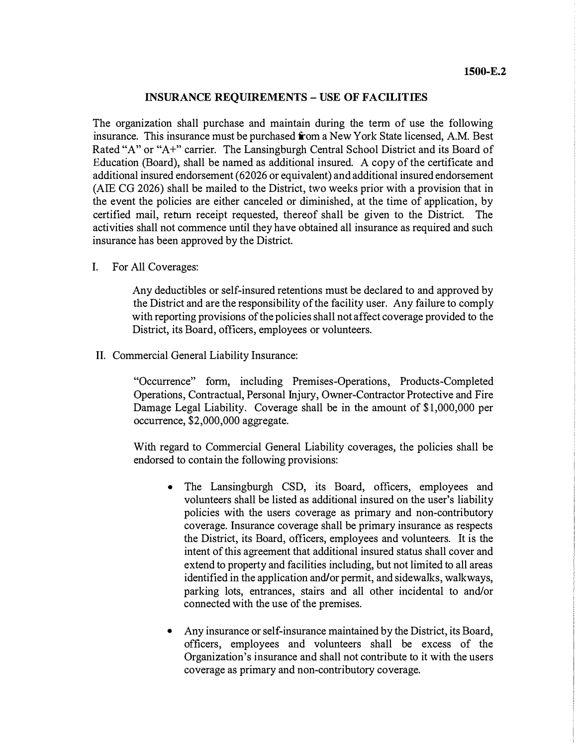**1500-E.2**

## INSURANCE REQUIREMENTS – USE OF FACILITIES

The organization shall purchase and maintain during the term of use the following insurance. This insurance must be purchased from a New York State licensed, A.M. Best Rated "A" or "A+" carrier. The Lansingburgh Central School District and its Board of Education (Board), shall be named as additional insured. A copy of the certificate and additional insured endorsement (62026 or equivalent) and additional insured endorsement (AIE CG 2026) shall be mailed to the District, two weeks prior with a provision that in the event the policies are either canceled or diminished, at the time of application, by certified mail, return receipt requested, thereof shall be given to the District. The activities shall not commence until they have obtained all insurance as required and such insurance has been approved by the District.

I. For All Coverages:

Any deductibles or self-insured retentions must be declared to and approved by the District and are the responsibility of the facility user. Any failure to comply with reporting provisions of the policies shall not affect coverage provided to the District, its Board, officers, employees or volunteers.

II. Commercial General Liability Insurance:

"Occurrence" form, including Premises-Operations, Products-Completed Operations, Contractual, Personal Injury, Owner-Contractor Protective and Fire Damage Legal Liability. Coverage shall be in the amount of $1,000,000 per occurrence, $2,000,000 aggregate.

With regard to Commercial General Liability coverages, the policies shall be endorsed to contain the following provisions:

- The Lansingburgh CSD, its Board, officers, employees and volunteers shall be listed as additional insured on the user's liability policies with the users coverage as primary and non-contributory coverage. Insurance coverage shall be primary insurance as respects the District, its Board, officers, employees and volunteers. It is the intent of this agreement that additional insured status shall cover and extend to property and facilities including, but not limited to all areas identified in the application and/or permit, and sidewalks, walkways, parking lots, entrances, stairs and all other incidental to and/or connected with the use of the premises.

- Any insurance or self-insurance maintained by the District, its Board, officers, employees and volunteers shall be excess of the Organization's insurance and shall not contribute to it with the users coverage as primary and non-contributory coverage.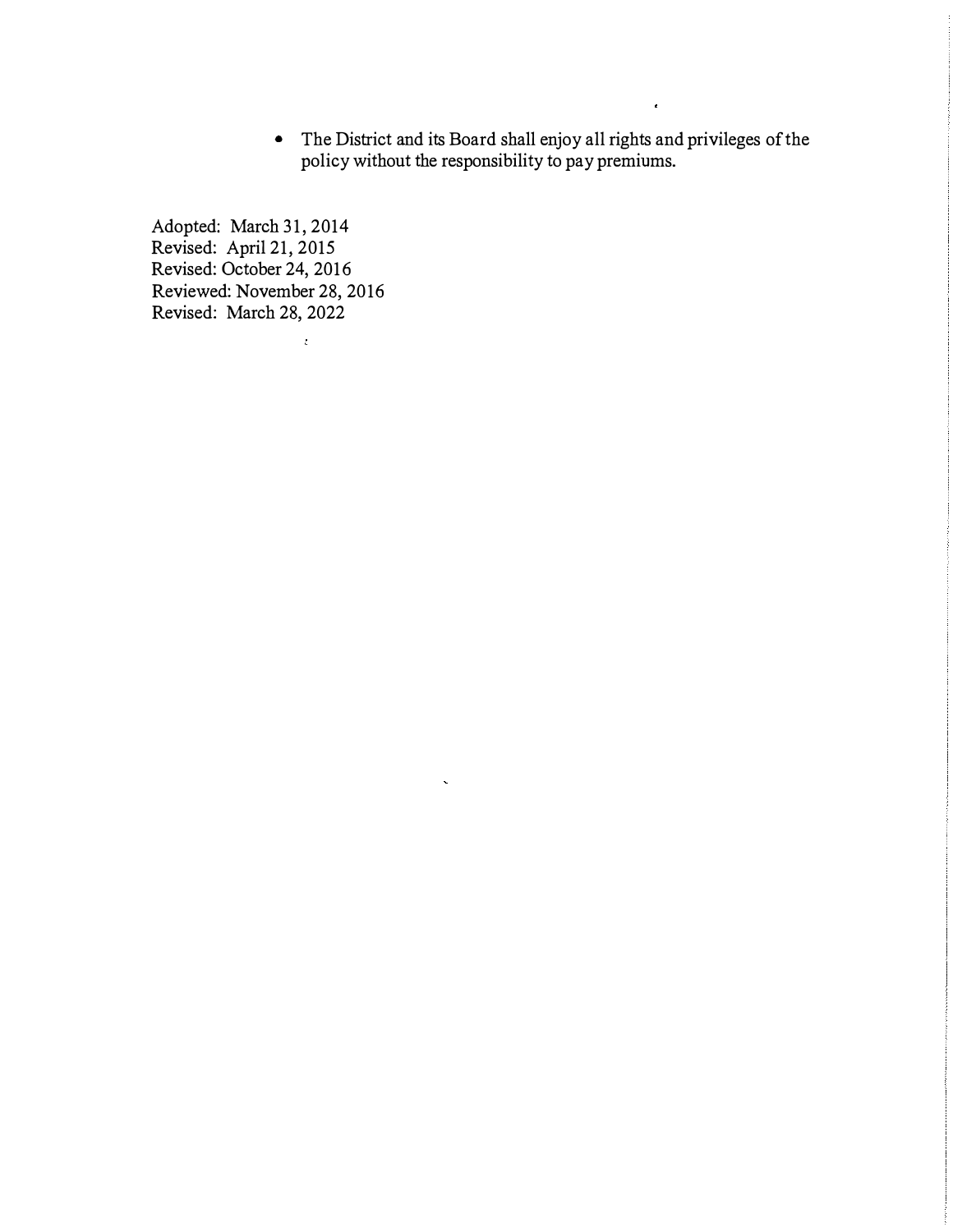- The District and its Board shall enjoy all rights and privileges of the policy without the responsibility to pay premiums.

Adopted: March 31, 2014
Revised: April 21, 2015
Revised: October 24, 2016
Reviewed: November 28, 2016
Revised: March 28, 2022